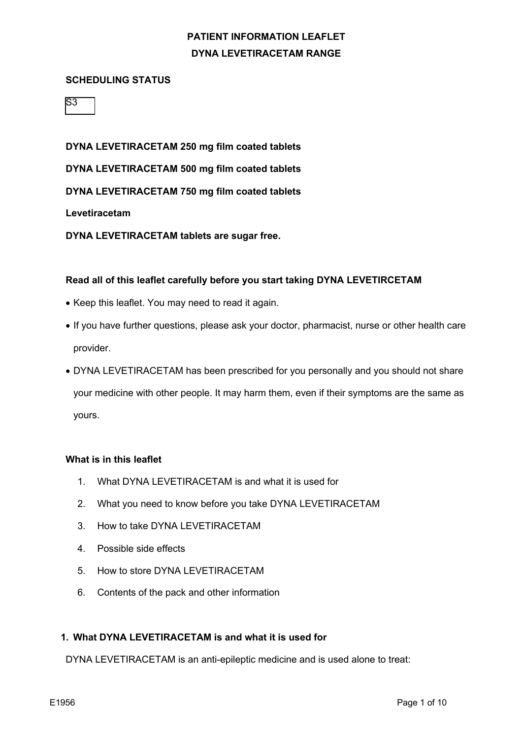# PATIENT INFORMATION LEAFLET
# DYNA LEVETIRACETAM RANGE

**SCHEDULING STATUS**

S3

**DYNA LEVETIRACETAM 250 mg film coated tablets**

**DYNA LEVETIRACETAM 500 mg film coated tablets**

**DYNA LEVETIRACETAM 750 mg film coated tablets**

**Levetiracetam**

**DYNA LEVETIRACETAM tablets are sugar free.**

**Read all of this leaflet carefully before you start taking DYNA LEVETIRCETAM**

- Keep this leaflet. You may need to read it again.
- If you have further questions, please ask your doctor, pharmacist, nurse or other health care provider.
- DYNA LEVETIRACETAM has been prescribed for you personally and you should not share your medicine with other people. It may harm them, even if their symptoms are the same as yours.

**What is in this leaflet**

1. What DYNA LEVETIRACETAM is and what it is used for
2. What you need to know before you take DYNA LEVETIRACETAM
3. How to take DYNA LEVETIRACETAM
4. Possible side effects
5. How to store DYNA LEVETIRACETAM
6. Contents of the pack and other information

## 1. What DYNA LEVETIRACETAM is and what it is used for

DYNA LEVETIRACETAM is an anti-epileptic medicine and is used alone to treat: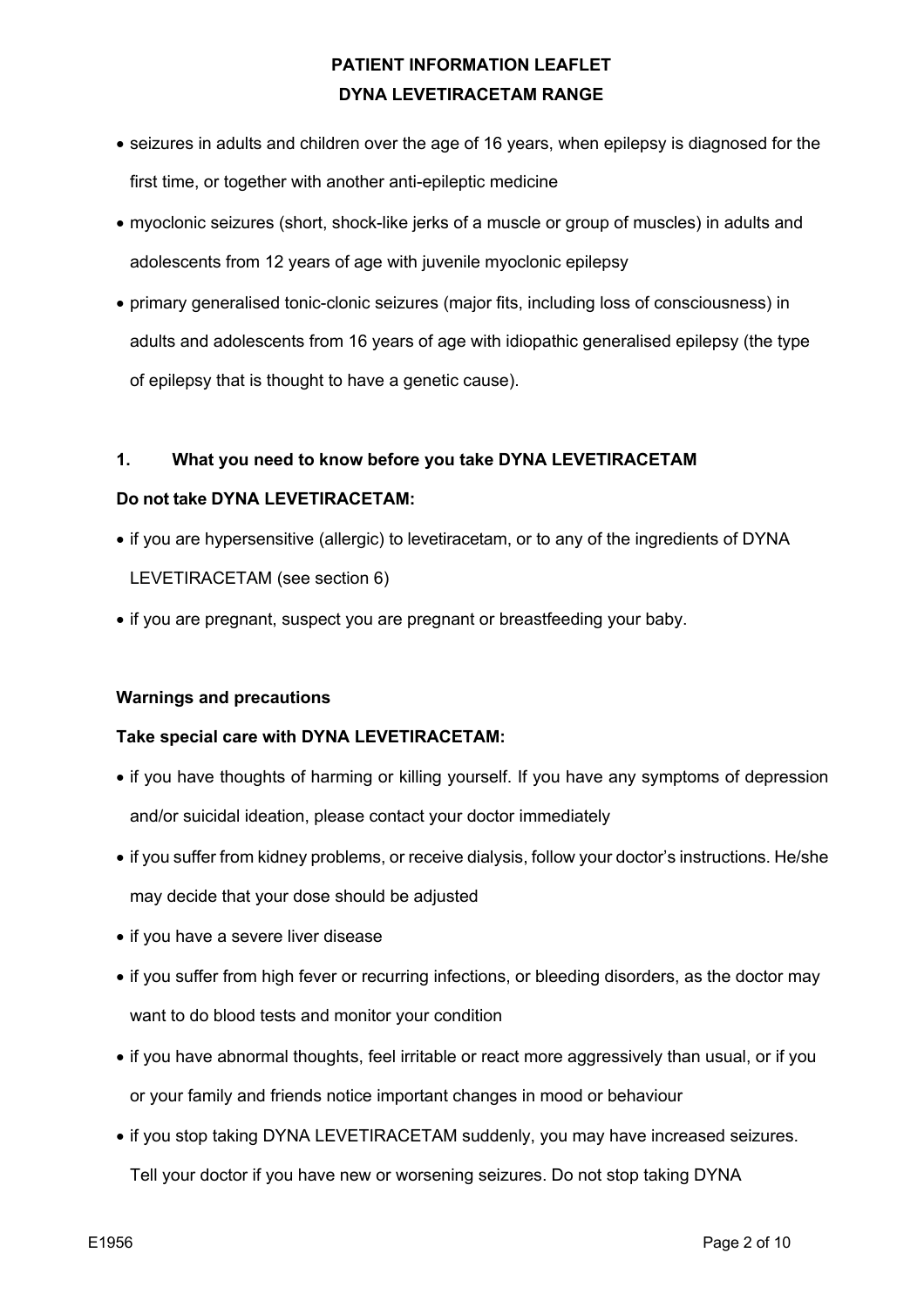- seizures in adults and children over the age of 16 years, when epilepsy is diagnosed for the first time, or together with another anti-epileptic medicine
- myoclonic seizures (short, shock-like jerks of a muscle or group of muscles) in adults and adolescents from 12 years of age with juvenile myoclonic epilepsy
- primary generalised tonic-clonic seizures (major fits, including loss of consciousness) in adults and adolescents from 16 years of age with idiopathic generalised epilepsy (the type of epilepsy that is thought to have a genetic cause).

## 1. What you need to know before you take DYNA LEVETIRACETAM

**Do not take DYNA LEVETIRACETAM:**

- if you are hypersensitive (allergic) to levetiracetam, or to any of the ingredients of DYNA LEVETIRACETAM (see section 6)
- if you are pregnant, suspect you are pregnant or breastfeeding your baby.

**Warnings and precautions**

**Take special care with DYNA LEVETIRACETAM:**

- if you have thoughts of harming or killing yourself. If you have any symptoms of depression and/or suicidal ideation, please contact your doctor immediately
- if you suffer from kidney problems, or receive dialysis, follow your doctor's instructions. He/she may decide that your dose should be adjusted
- if you have a severe liver disease
- if you suffer from high fever or recurring infections, or bleeding disorders, as the doctor may want to do blood tests and monitor your condition
- if you have abnormal thoughts, feel irritable or react more aggressively than usual, or if you or your family and friends notice important changes in mood or behaviour
- if you stop taking DYNA LEVETIRACETAM suddenly, you may have increased seizures. Tell your doctor if you have new or worsening seizures. Do not stop taking DYNA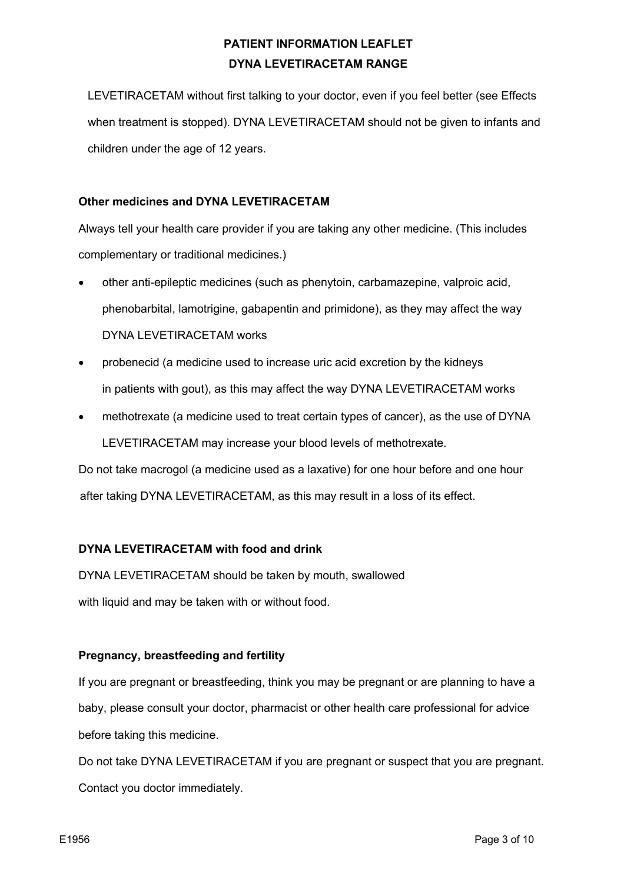LEVETIRACETAM without first talking to your doctor, even if you feel better (see Effects when treatment is stopped). DYNA LEVETIRACETAM should not be given to infants and children under the age of 12 years.

### Other medicines and DYNA LEVETIRACETAM

Always tell your health care provider if you are taking any other medicine. (This includes complementary or traditional medicines.)

- other anti-epileptic medicines (such as phenytoin, carbamazepine, valproic acid, phenobarbital, lamotrigine, gabapentin and primidone), as they may affect the way DYNA LEVETIRACETAM works
- probenecid (a medicine used to increase uric acid excretion by the kidneys in patients with gout), as this may affect the way DYNA LEVETIRACETAM works
- methotrexate (a medicine used to treat certain types of cancer), as the use of DYNA LEVETIRACETAM may increase your blood levels of methotrexate.

Do not take macrogol (a medicine used as a laxative) for one hour before and one hour after taking DYNA LEVETIRACETAM, as this may result in a loss of its effect.

### DYNA LEVETIRACETAM with food and drink

DYNA LEVETIRACETAM should be taken by mouth, swallowed with liquid and may be taken with or without food.

### Pregnancy, breastfeeding and fertility

If you are pregnant or breastfeeding, think you may be pregnant or are planning to have a baby, please consult your doctor, pharmacist or other health care professional for advice before taking this medicine.

Do not take DYNA LEVETIRACETAM if you are pregnant or suspect that you are pregnant. Contact you doctor immediately.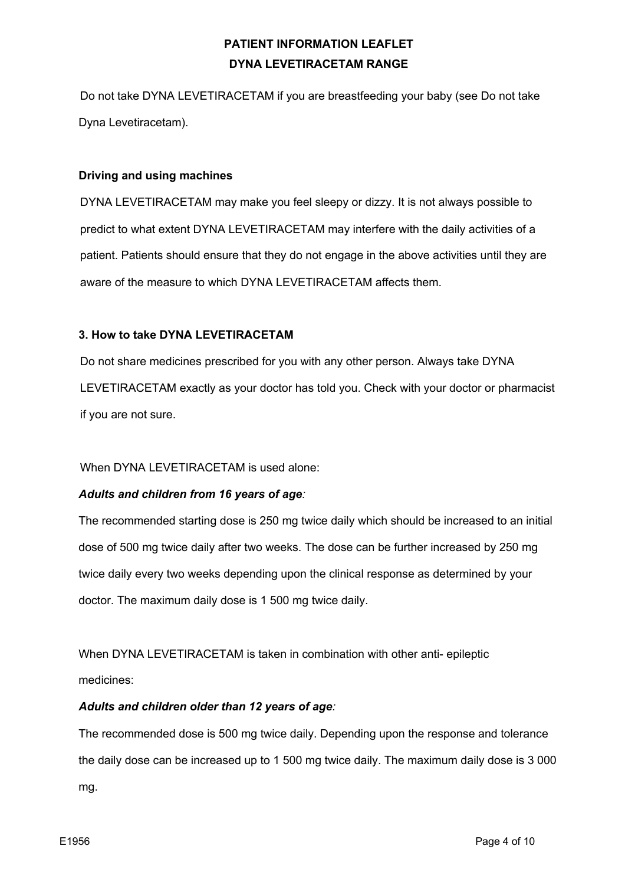Do not take DYNA LEVETIRACETAM if you are breastfeeding your baby (see Do not take Dyna Levetiracetam).

**Driving and using machines**

DYNA LEVETIRACETAM may make you feel sleepy or dizzy. It is not always possible to predict to what extent DYNA LEVETIRACETAM may interfere with the daily activities of a patient. Patients should ensure that they do not engage in the above activities until they are aware of the measure to which DYNA LEVETIRACETAM affects them.

### 3. How to take DYNA LEVETIRACETAM

Do not share medicines prescribed for you with any other person. Always take DYNA LEVETIRACETAM exactly as your doctor has told you. Check with your doctor or pharmacist if you are not sure.

When DYNA LEVETIRACETAM is used alone:

***Adults and children from 16 years of age:***

The recommended starting dose is 250 mg twice daily which should be increased to an initial dose of 500 mg twice daily after two weeks. The dose can be further increased by 250 mg twice daily every two weeks depending upon the clinical response as determined by your doctor. The maximum daily dose is 1 500 mg twice daily.

When DYNA LEVETIRACETAM is taken in combination with other anti- epileptic medicines:

***Adults and children older than 12 years of age:***

The recommended dose is 500 mg twice daily. Depending upon the response and tolerance the daily dose can be increased up to 1 500 mg twice daily. The maximum daily dose is 3 000 mg.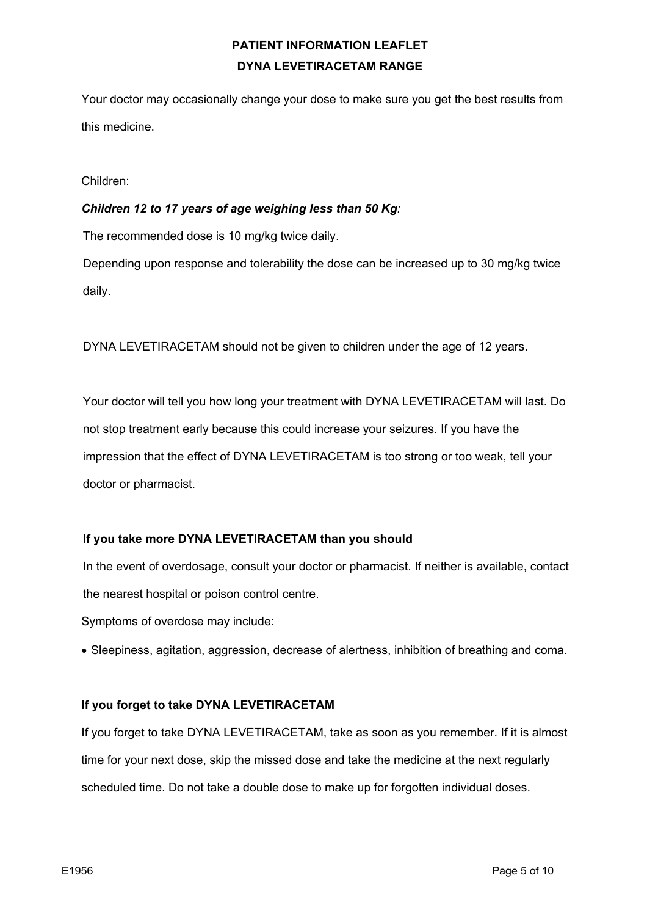Your doctor may occasionally change your dose to make sure you get the best results from this medicine.

Children:

***Children 12 to 17 years of age weighing less than 50 Kg:***

The recommended dose is 10 mg/kg twice daily.

Depending upon response and tolerability the dose can be increased up to 30 mg/kg twice daily.

DYNA LEVETIRACETAM should not be given to children under the age of 12 years.

Your doctor will tell you how long your treatment with DYNA LEVETIRACETAM will last. Do not stop treatment early because this could increase your seizures. If you have the impression that the effect of DYNA LEVETIRACETAM is too strong or too weak, tell your doctor or pharmacist.

**If you take more DYNA LEVETIRACETAM than you should**

In the event of overdosage, consult your doctor or pharmacist. If neither is available, contact the nearest hospital or poison control centre.

Symptoms of overdose may include:

- Sleepiness, agitation, aggression, decrease of alertness, inhibition of breathing and coma.

**If you forget to take DYNA LEVETIRACETAM**

If you forget to take DYNA LEVETIRACETAM, take as soon as you remember. If it is almost time for your next dose, skip the missed dose and take the medicine at the next regularly scheduled time. Do not take a double dose to make up for forgotten individual doses.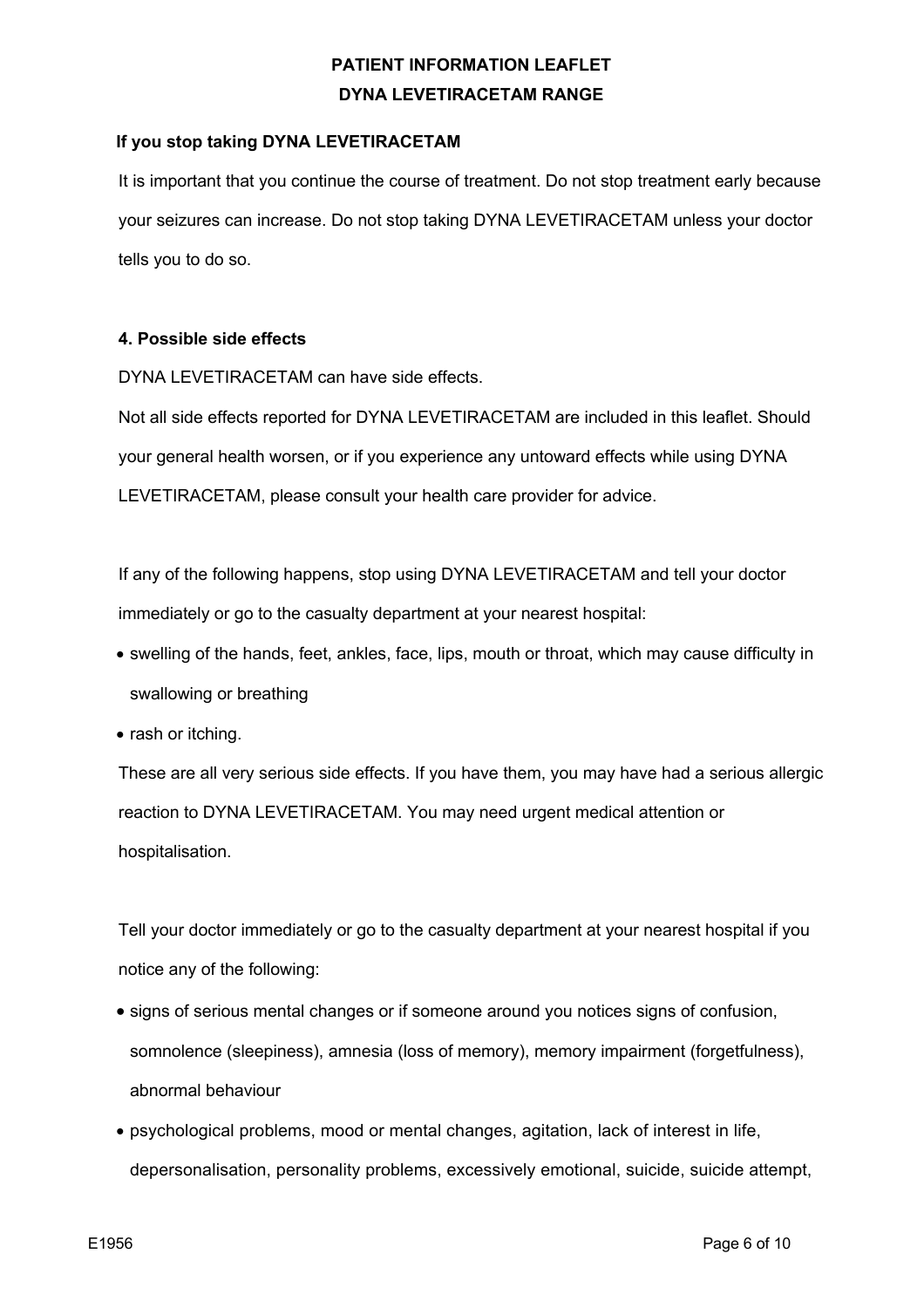### If you stop taking DYNA LEVETIRACETAM

It is important that you continue the course of treatment. Do not stop treatment early because your seizures can increase. Do not stop taking DYNA LEVETIRACETAM unless your doctor tells you to do so.

### 4. Possible side effects

DYNA LEVETIRACETAM can have side effects.

Not all side effects reported for DYNA LEVETIRACETAM are included in this leaflet. Should your general health worsen, or if you experience any untoward effects while using DYNA LEVETIRACETAM, please consult your health care provider for advice.

If any of the following happens, stop using DYNA LEVETIRACETAM and tell your doctor immediately or go to the casualty department at your nearest hospital:

- swelling of the hands, feet, ankles, face, lips, mouth or throat, which may cause difficulty in swallowing or breathing
- rash or itching.

These are all very serious side effects. If you have them, you may have had a serious allergic reaction to DYNA LEVETIRACETAM. You may need urgent medical attention or hospitalisation.

Tell your doctor immediately or go to the casualty department at your nearest hospital if you notice any of the following:

- signs of serious mental changes or if someone around you notices signs of confusion, somnolence (sleepiness), amnesia (loss of memory), memory impairment (forgetfulness), abnormal behaviour
- psychological problems, mood or mental changes, agitation, lack of interest in life, depersonalisation, personality problems, excessively emotional, suicide, suicide attempt,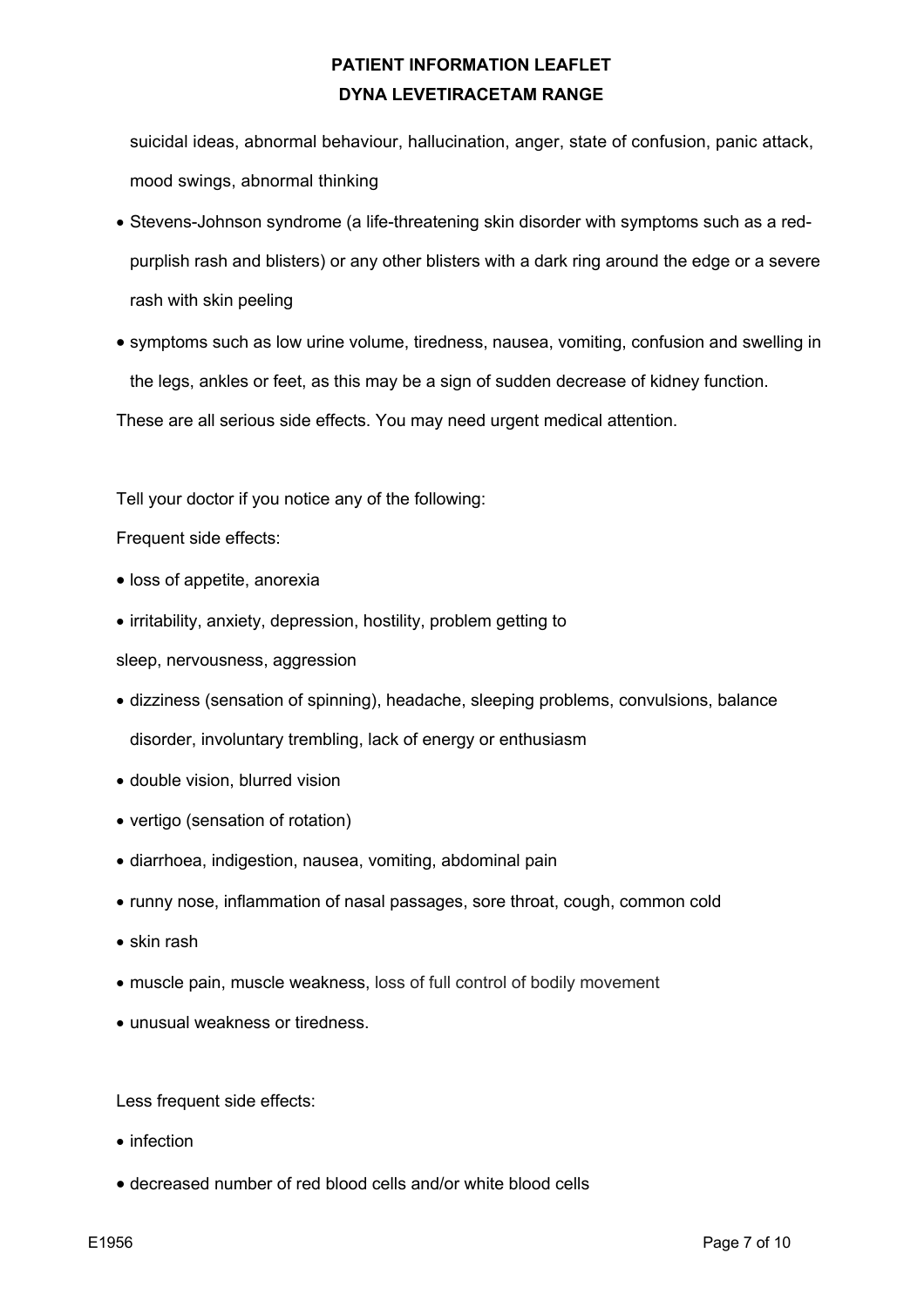suicidal ideas, abnormal behaviour, hallucination, anger, state of confusion, panic attack, mood swings, abnormal thinking

- Stevens-Johnson syndrome (a life-threatening skin disorder with symptoms such as a red-purplish rash and blisters) or any other blisters with a dark ring around the edge or a severe rash with skin peeling
- symptoms such as low urine volume, tiredness, nausea, vomiting, confusion and swelling in the legs, ankles or feet, as this may be a sign of sudden decrease of kidney function.

These are all serious side effects. You may need urgent medical attention.

Tell your doctor if you notice any of the following:

Frequent side effects:

- loss of appetite, anorexia
- irritability, anxiety, depression, hostility, problem getting to sleep, nervousness, aggression
- dizziness (sensation of spinning), headache, sleeping problems, convulsions, balance disorder, involuntary trembling, lack of energy or enthusiasm
- double vision, blurred vision
- vertigo (sensation of rotation)
- diarrhoea, indigestion, nausea, vomiting, abdominal pain
- runny nose, inflammation of nasal passages, sore throat, cough, common cold
- skin rash
- muscle pain, muscle weakness, loss of full control of bodily movement
- unusual weakness or tiredness.

Less frequent side effects:

- infection
- decreased number of red blood cells and/or white blood cells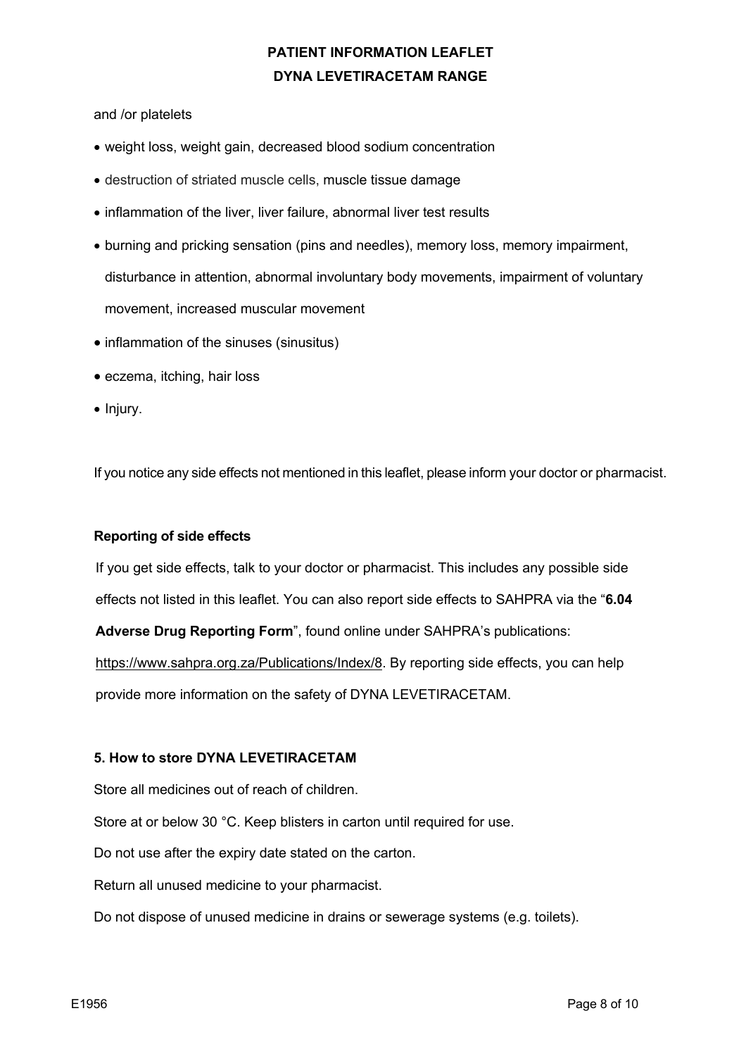and /or platelets

- weight loss, weight gain, decreased blood sodium concentration
- destruction of striated muscle cells, muscle tissue damage
- inflammation of the liver, liver failure, abnormal liver test results
- burning and pricking sensation (pins and needles), memory loss, memory impairment, disturbance in attention, abnormal involuntary body movements, impairment of voluntary movement, increased muscular movement
- inflammation of the sinuses (sinusitus)
- eczema, itching, hair loss
- Injury.

If you notice any side effects not mentioned in this leaflet, please inform your doctor or pharmacist.

**Reporting of side effects**

If you get side effects, talk to your doctor or pharmacist. This includes any possible side effects not listed in this leaflet. You can also report side effects to SAHPRA via the "**6.04 Adverse Drug Reporting Form**", found online under SAHPRA's publications: https://www.sahpra.org.za/Publications/Index/8. By reporting side effects, you can help provide more information on the safety of DYNA LEVETIRACETAM.

**5. How to store DYNA LEVETIRACETAM**

Store all medicines out of reach of children.

Store at or below 30 °C. Keep blisters in carton until required for use.

Do not use after the expiry date stated on the carton.

Return all unused medicine to your pharmacist.

Do not dispose of unused medicine in drains or sewerage systems (e.g. toilets).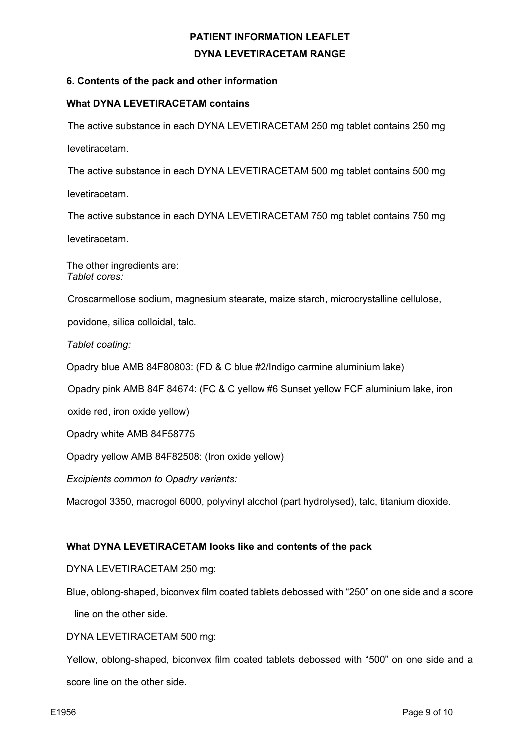## 6. Contents of the pack and other information

### What DYNA LEVETIRACETAM contains

The active substance in each DYNA LEVETIRACETAM 250 mg tablet contains 250 mg levetiracetam.

The active substance in each DYNA LEVETIRACETAM 500 mg tablet contains 500 mg levetiracetam.

The active substance in each DYNA LEVETIRACETAM 750 mg tablet contains 750 mg levetiracetam.

The other ingredients are:

*Tablet cores:*

Croscarmellose sodium, magnesium stearate, maize starch, microcrystalline cellulose, povidone, silica colloidal, talc.

*Tablet coating:*

Opadry blue AMB 84F80803: (FD & C blue #2/Indigo carmine aluminium lake)

Opadry pink AMB 84F 84674: (FC & C yellow #6 Sunset yellow FCF aluminium lake, iron oxide red, iron oxide yellow)

Opadry white AMB 84F58775

Opadry yellow AMB 84F82508: (Iron oxide yellow)

*Excipients common to Opadry variants:*

Macrogol 3350, macrogol 6000, polyvinyl alcohol (part hydrolysed), talc, titanium dioxide.

### What DYNA LEVETIRACETAM looks like and contents of the pack

DYNA LEVETIRACETAM 250 mg:

Blue, oblong-shaped, biconvex film coated tablets debossed with "250" on one side and a score line on the other side.

DYNA LEVETIRACETAM 500 mg:

Yellow, oblong-shaped, biconvex film coated tablets debossed with "500" on one side and a score line on the other side.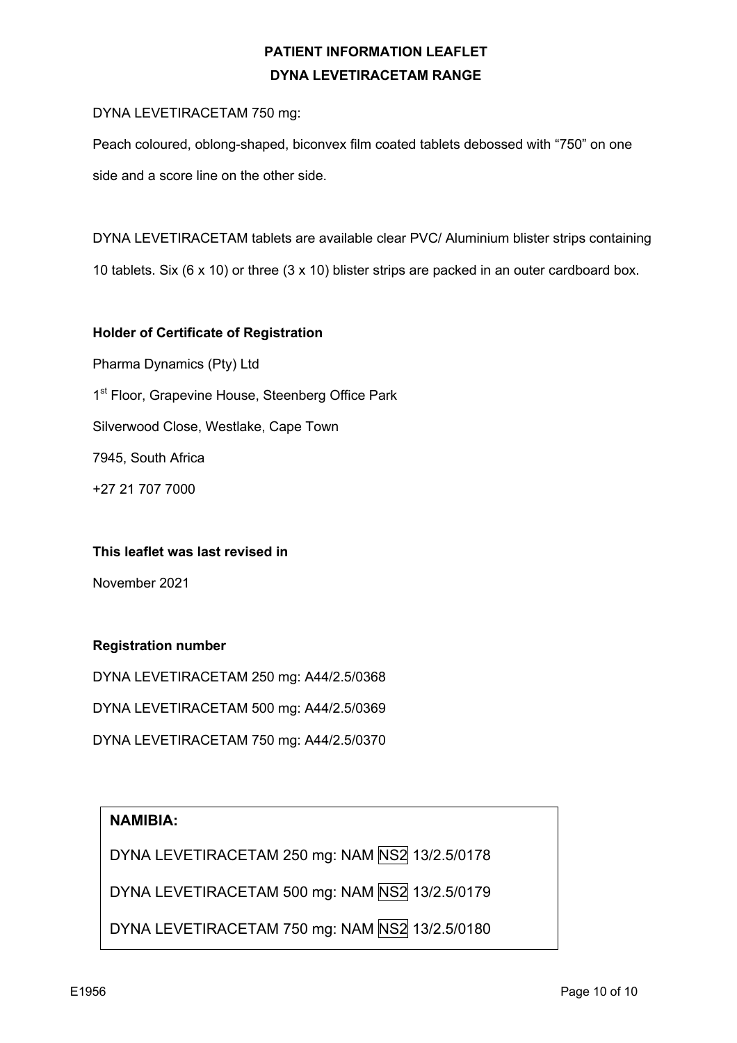DYNA LEVETIRACETAM 750 mg:

Peach coloured, oblong-shaped, biconvex film coated tablets debossed with “750” on one side and a score line on the other side.

DYNA LEVETIRACETAM tablets are available clear PVC/ Aluminium blister strips containing 10 tablets. Six (6 x 10) or three (3 x 10) blister strips are packed in an outer cardboard box.

**Holder of Certificate of Registration**

Pharma Dynamics (Pty) Ltd

1st Floor, Grapevine House, Steenberg Office Park

Silverwood Close, Westlake, Cape Town

7945, South Africa

+27 21 707 7000

**This leaflet was last revised in**

November 2021

**Registration number**

DYNA LEVETIRACETAM 250 mg: A44/2.5/0368

DYNA LEVETIRACETAM 500 mg: A44/2.5/0369

DYNA LEVETIRACETAM 750 mg: A44/2.5/0370

**NAMIBIA:**

DYNA LEVETIRACETAM 250 mg: NAM NS2 13/2.5/0178

DYNA LEVETIRACETAM 500 mg: NAM NS2 13/2.5/0179

DYNA LEVETIRACETAM 750 mg: NAM NS2 13/2.5/0180

E1956